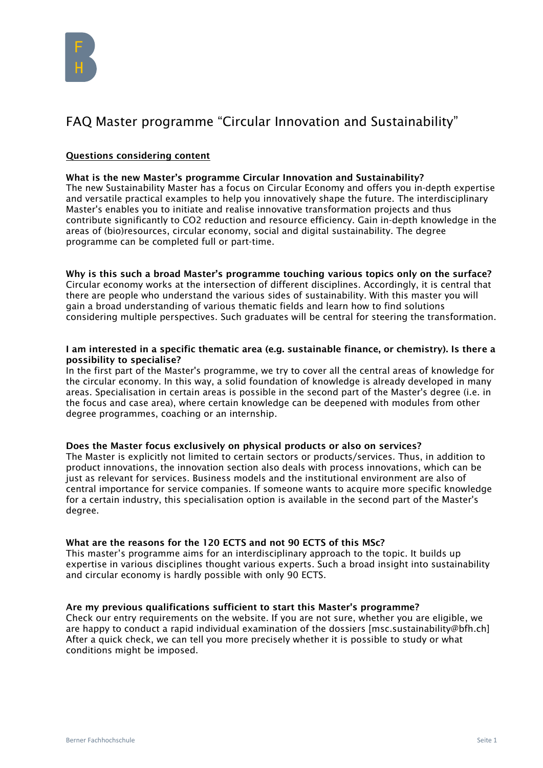# FAQ Master programme "Circular Innovation and Sustainability"

## Questions considering content

**What is the new Master's programme Circular Innovation and Sustainability?**
The new Sustainability Master has a focus on Circular Economy and offers you in-depth expertise and versatile practical examples to help you innovatively shape the future. The interdisciplinary Master's enables you to initiate and realise innovative transformation projects and thus contribute significantly to CO2 reduction and resource efficiency. Gain in-depth knowledge in the areas of (bio)resources, circular economy, social and digital sustainability. The degree programme can be completed full or part-time.

**Why is this such a broad Master's programme touching various topics only on the surface?**
Circular economy works at the intersection of different disciplines. Accordingly, it is central that there are people who understand the various sides of sustainability. With this master you will gain a broad understanding of various thematic fields and learn how to find solutions considering multiple perspectives. Such graduates will be central for steering the transformation.

**I am interested in a specific thematic area (e.g. sustainable finance, or chemistry). Is there a possibility to specialise?**
In the first part of the Master's programme, we try to cover all the central areas of knowledge for the circular economy. In this way, a solid foundation of knowledge is already developed in many areas. Specialisation in certain areas is possible in the second part of the Master's degree (i.e. in the focus and case area), where certain knowledge can be deepened with modules from other degree programmes, coaching or an internship.

**Does the Master focus exclusively on physical products or also on services?**
The Master is explicitly not limited to certain sectors or products/services. Thus, in addition to product innovations, the innovation section also deals with process innovations, which can be just as relevant for services. Business models and the institutional environment are also of central importance for service companies. If someone wants to acquire more specific knowledge for a certain industry, this specialisation option is available in the second part of the Master's degree.

**What are the reasons for the 120 ECTS and not 90 ECTS of this MSc?**
This master's programme aims for an interdisciplinary approach to the topic. It builds up expertise in various disciplines thought various experts. Such a broad insight into sustainability and circular economy is hardly possible with only 90 ECTS.

**Are my previous qualifications sufficient to start this Master's programme?**
Check our entry requirements on the website. If you are not sure, whether you are eligible, we are happy to conduct a rapid individual examination of the dossiers [msc.sustainability@bfh.ch] After a quick check, we can tell you more precisely whether it is possible to study or what conditions might be imposed.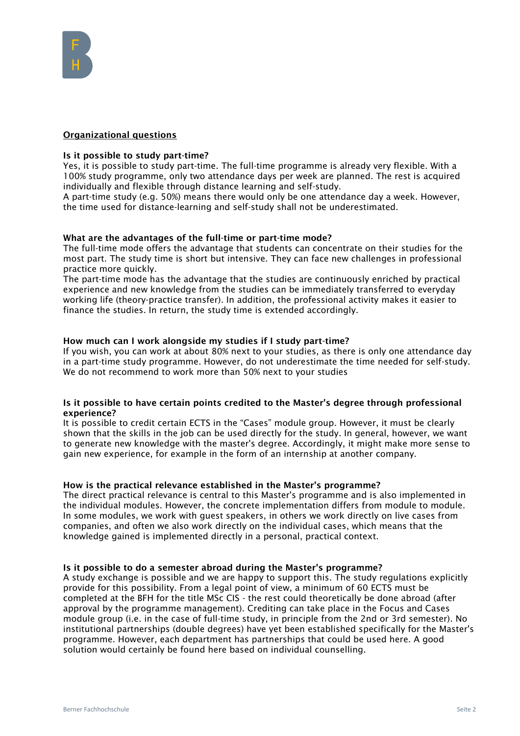## Organizational questions

### Is it possible to study part-time?

Yes, it is possible to study part-time. The full-time programme is already very flexible. With a 100% study programme, only two attendance days per week are planned. The rest is acquired individually and flexible through distance learning and self-study.
A part-time study (e.g. 50%) means there would only be one attendance day a week. However, the time used for distance-learning and self-study shall not be underestimated.

### What are the advantages of the full-time or part-time mode?

The full-time mode offers the advantage that students can concentrate on their studies for the most part. The study time is short but intensive. They can face new challenges in professional practice more quickly.
The part-time mode has the advantage that the studies are continuously enriched by practical experience and new knowledge from the studies can be immediately transferred to everyday working life (theory-practice transfer). In addition, the professional activity makes it easier to finance the studies. In return, the study time is extended accordingly.

### How much can I work alongside my studies if I study part-time?

If you wish, you can work at about 80% next to your studies, as there is only one attendance day in a part-time study programme. However, do not underestimate the time needed for self-study. We do not recommend to work more than 50% next to your studies

### Is it possible to have certain points credited to the Master's degree through professional experience?

It is possible to credit certain ECTS in the “Cases” module group. However, it must be clearly shown that the skills in the job can be used directly for the study. In general, however, we want to generate new knowledge with the master's degree. Accordingly, it might make more sense to gain new experience, for example in the form of an internship at another company.

### How is the practical relevance established in the Master's programme?

The direct practical relevance is central to this Master's programme and is also implemented in the individual modules. However, the concrete implementation differs from module to module. In some modules, we work with guest speakers, in others we work directly on live cases from companies, and often we also work directly on the individual cases, which means that the knowledge gained is implemented directly in a personal, practical context.

### Is it possible to do a semester abroad during the Master's programme?

A study exchange is possible and we are happy to support this. The study regulations explicitly provide for this possibility. From a legal point of view, a minimum of 60 ECTS must be completed at the BFH for the title MSc CIS - the rest could theoretically be done abroad (after approval by the programme management). Crediting can take place in the Focus and Cases module group (i.e. in the case of full-time study, in principle from the 2nd or 3rd semester). No institutional partnerships (double degrees) have yet been established specifically for the Master's programme. However, each department has partnerships that could be used here. A good solution would certainly be found here based on individual counselling.